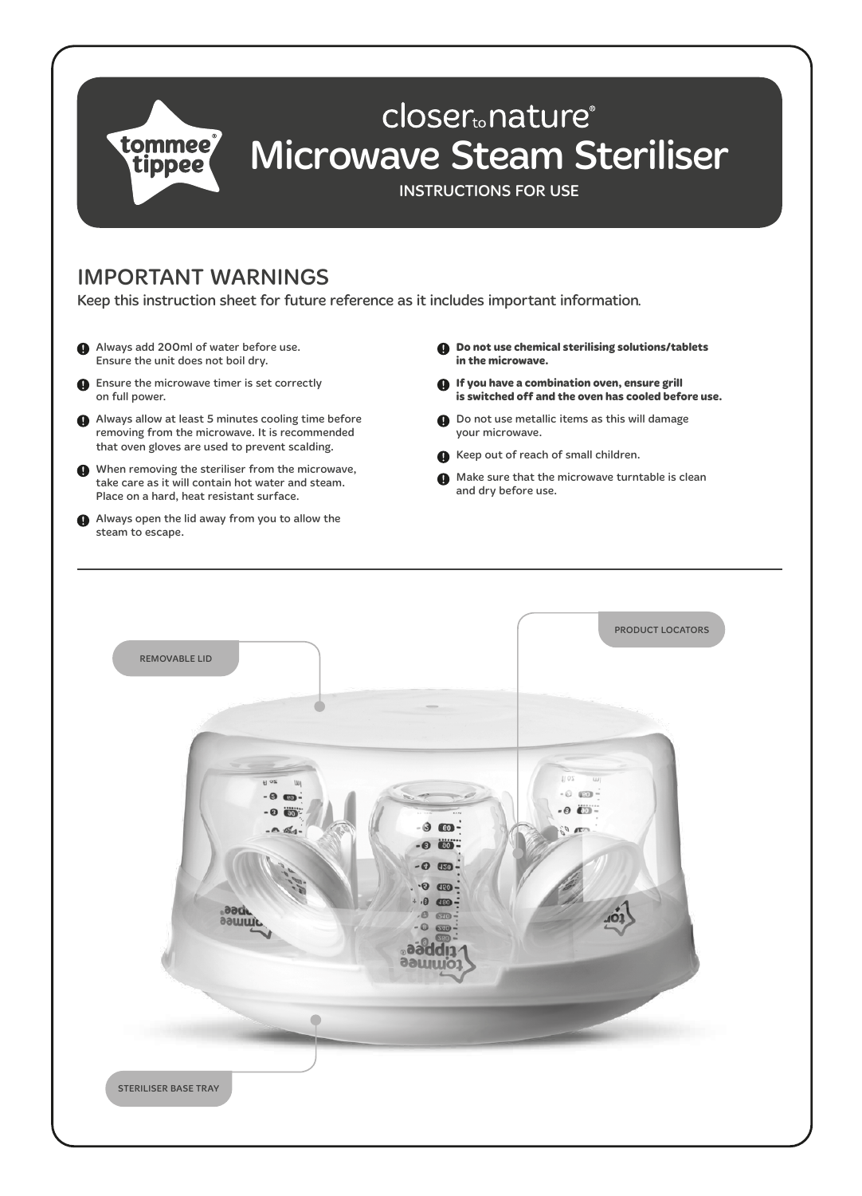# closer to nature®

# Microwave Steam Steriliser

INSTRUCTIONS FOR USE

## IMPORTANT WARNINGS

Keep this instruction sheet for future reference as it includes important information.

- Always add 200ml of water before use. Ensure the unit does not boil dry.
- Ensure the microwave timer is set correctly on full power.
- Always allow at least 5 minutes cooling time before removing from the microwave. It is recommended that oven gloves are used to prevent scalding.
- When removing the steriliser from the microwave, take care as it will contain hot water and steam. Place on a hard, heat resistant surface.
- Always open the lid away from you to allow the steam to escape.
- **Do not use chemical sterilising solutions/tablets in the microwave.**
- **If you have a combination oven, ensure grill is switched off and the oven has cooled before use.**
- Do not use metallic items as this will damage your microwave.
- Keep out of reach of small children.
- Make sure that the microwave turntable is clean and dry before use.

REMOVABLE LID

PRODUCT LOCATORS

STERILISER BASE TRAY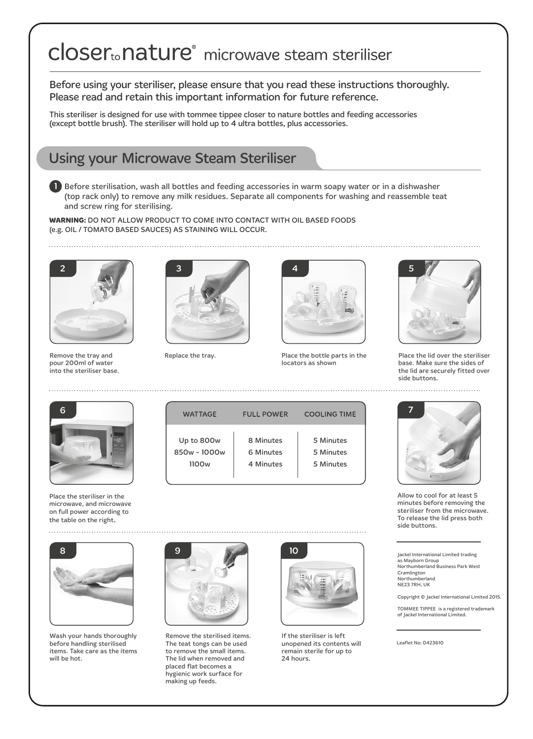# closer to nature® microwave steam steriliser

**Before using your steriliser, please ensure that you read these instructions thoroughly. Please read and retain this important information for future reference.**

This steriliser is designed for use with tommee tippee closer to nature bottles and feeding accessories (except bottle brush). The steriliser will hold up to 4 ultra bottles, plus accessories.

## Using your Microwave Steam Steriliser

1. Before sterilisation, wash all bottles and feeding accessories in warm soapy water or in a dishwasher (top rack only) to remove any milk residues. Separate all components for washing and reassemble teat and screw ring for sterilising.

**WARNING:** DO NOT ALLOW PRODUCT TO COME INTO CONTACT WITH OIL BASED FOODS (e.g. OIL / TOMATO BASED SAUCES) AS STAINING WILL OCCUR.

2. Remove the tray and pour 200ml of water into the steriliser base.

3. Replace the tray.

4. Place the bottle parts in the locators as shown

5. Place the lid over the steriliser base. Make sure the sides of the lid are securely fitted over side buttons.

6. Place the steriliser in the microwave, and microwave on full power according to the table on the right.

| WATTAGE | FULL POWER | COOLING TIME |
| --- | --- | --- |
| Up to 800w | 8 Minutes | 5 Minutes |
| 850w - 1000w | 6 Minutes | 5 Minutes |
| 1100w | 4 Minutes | 5 Minutes |

7. Allow to cool for at least 5 minutes before removing the steriliser from the microwave. To release the lid press both side buttons.

8. Wash your hands thoroughly before handling sterilised items. Take care as the items will be hot.

9. Remove the sterilised items. The teat tongs can be used to remove the small items. The lid when removed and placed flat becomes a hygienic work surface for making up feeds.

10. If the steriliser is left unopened its contents will remain sterile for up to 24 hours.

Jackel International Limited trading as Mayborn Group
Northumberland Business Park West
Cramlington
Northumberland
NE23 7RH, UK

Copyright © Jackel International Limited 2015.

TOMMEE TIPPEE is a registered trademark of Jackel International Limited.

Leaflet No: 0423610